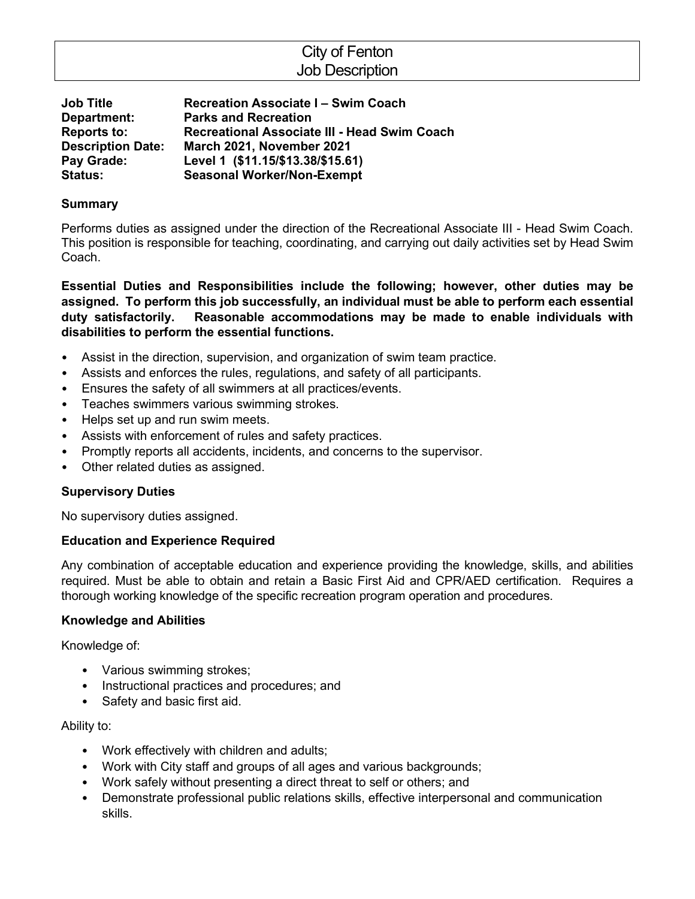# City of Fenton
## Job Description

| | |
|---|---|
| **Job Title** | **Recreation Associate I – Swim Coach** |
| **Department:** | **Parks and Recreation** |
| **Reports to:** | **Recreational Associate III - Head Swim Coach** |
| **Description Date:** | **March 2021, November 2021** |
| **Pay Grade:** | **Level 1 ($11.15/$13.38/$15.61)** |
| **Status:** | **Seasonal Worker/Non-Exempt** |

### Summary

Performs duties as assigned under the direction of the Recreational Associate III - Head Swim Coach. This position is responsible for teaching, coordinating, and carrying out daily activities set by Head Swim Coach.

**Essential Duties and Responsibilities include the following; however, other duties may be assigned. To perform this job successfully, an individual must be able to perform each essential duty satisfactorily. Reasonable accommodations may be made to enable individuals with disabilities to perform the essential functions.**

- Assist in the direction, supervision, and organization of swim team practice.
- Assists and enforces the rules, regulations, and safety of all participants.
- Ensures the safety of all swimmers at all practices/events.
- Teaches swimmers various swimming strokes.
- Helps set up and run swim meets.
- Assists with enforcement of rules and safety practices.
- Promptly reports all accidents, incidents, and concerns to the supervisor.
- Other related duties as assigned.

### Supervisory Duties

No supervisory duties assigned.

### Education and Experience Required

Any combination of acceptable education and experience providing the knowledge, skills, and abilities required. Must be able to obtain and retain a Basic First Aid and CPR/AED certification. Requires a thorough working knowledge of the specific recreation program operation and procedures.

### Knowledge and Abilities

Knowledge of:

- Various swimming strokes;
- Instructional practices and procedures; and
- Safety and basic first aid.

Ability to:

- Work effectively with children and adults;
- Work with City staff and groups of all ages and various backgrounds;
- Work safely without presenting a direct threat to self or others; and
- Demonstrate professional public relations skills, effective interpersonal and communication skills.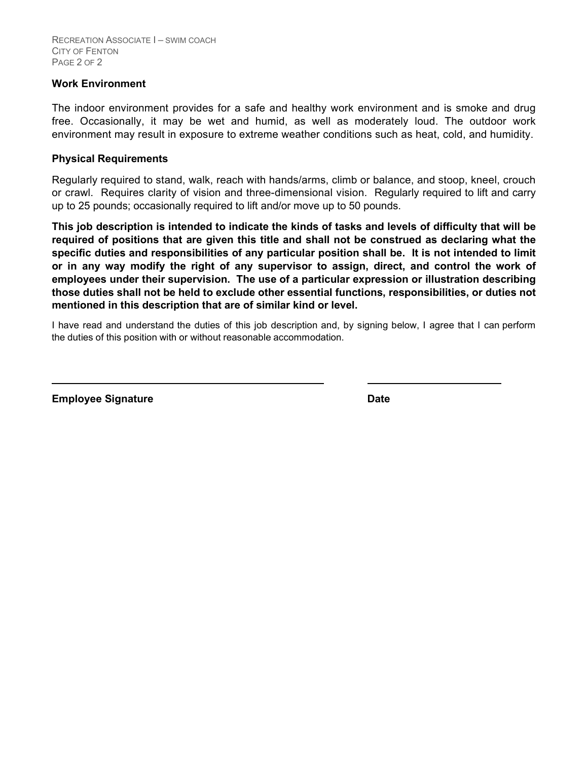### Work Environment

The indoor environment provides for a safe and healthy work environment and is smoke and drug free. Occasionally, it may be wet and humid, as well as moderately loud. The outdoor work environment may result in exposure to extreme weather conditions such as heat, cold, and humidity.

### Physical Requirements

Regularly required to stand, walk, reach with hands/arms, climb or balance, and stoop, kneel, crouch or crawl. Requires clarity of vision and three-dimensional vision. Regularly required to lift and carry up to 25 pounds; occasionally required to lift and/or move up to 50 pounds.

**This job description is intended to indicate the kinds of tasks and levels of difficulty that will be required of positions that are given this title and shall not be construed as declaring what the specific duties and responsibilities of any particular position shall be. It is not intended to limit or in any way modify the right of any supervisor to assign, direct, and control the work of employees under their supervision. The use of a particular expression or illustration describing those duties shall not be held to exclude other essential functions, responsibilities, or duties not mentioned in this description that are of similar kind or level.**

I have read and understand the duties of this job description and, by signing below, I agree that I can perform the duties of this position with or without reasonable accommodation.

\_\_\_\_\_\_\_\_\_\_\_\_\_\_\_\_\_\_\_\_\_\_\_\_\_\_\_\_\_\_\_\_\_\_\_\_\_\_ \_\_\_\_\_\_\_\_\_\_\_\_\_\_\_\_\_\_\_\_

**Employee Signature** **Date**